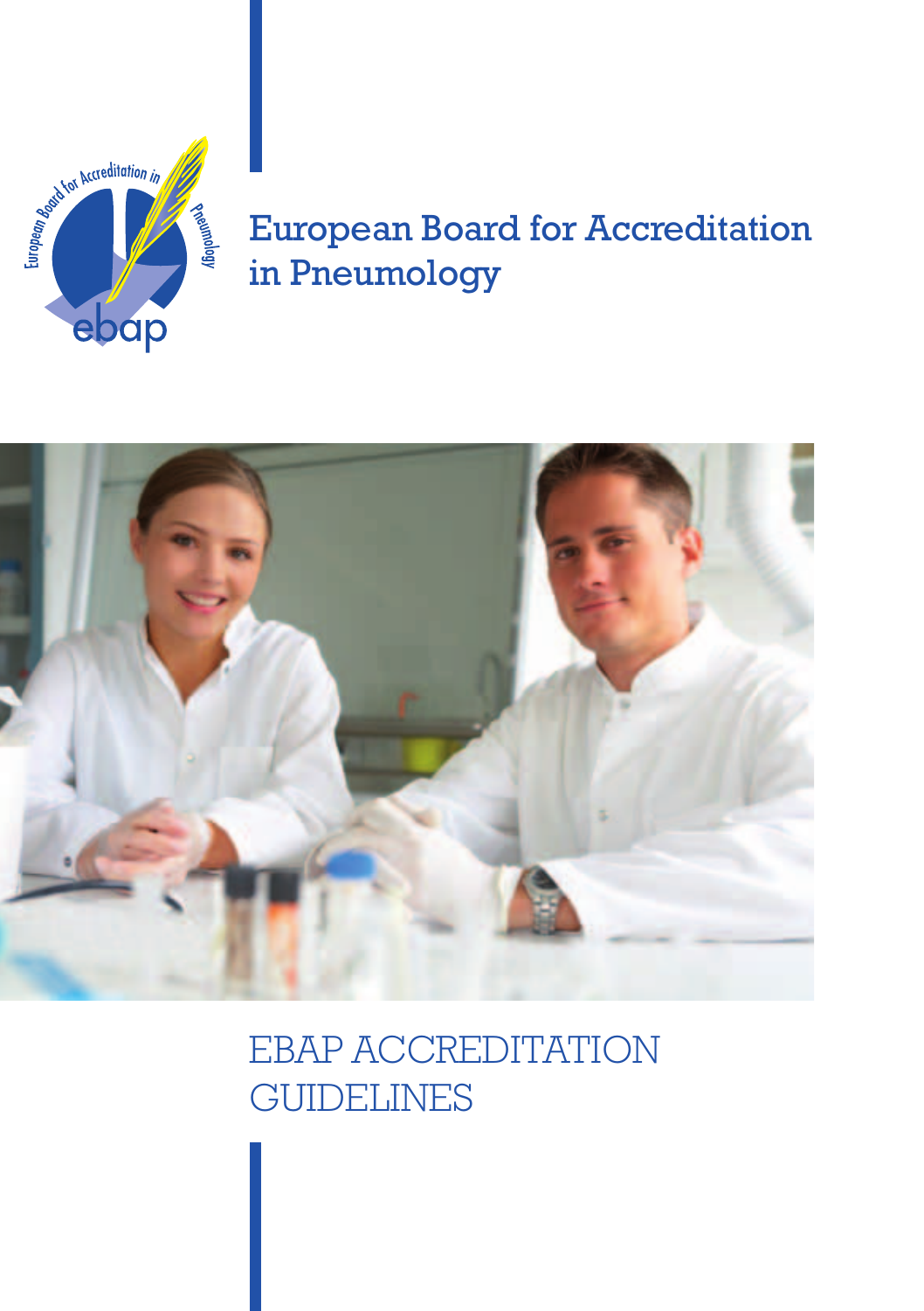# European Board for Accreditation in Pneumology

# EBAP ACCREDITATION GUIDELINES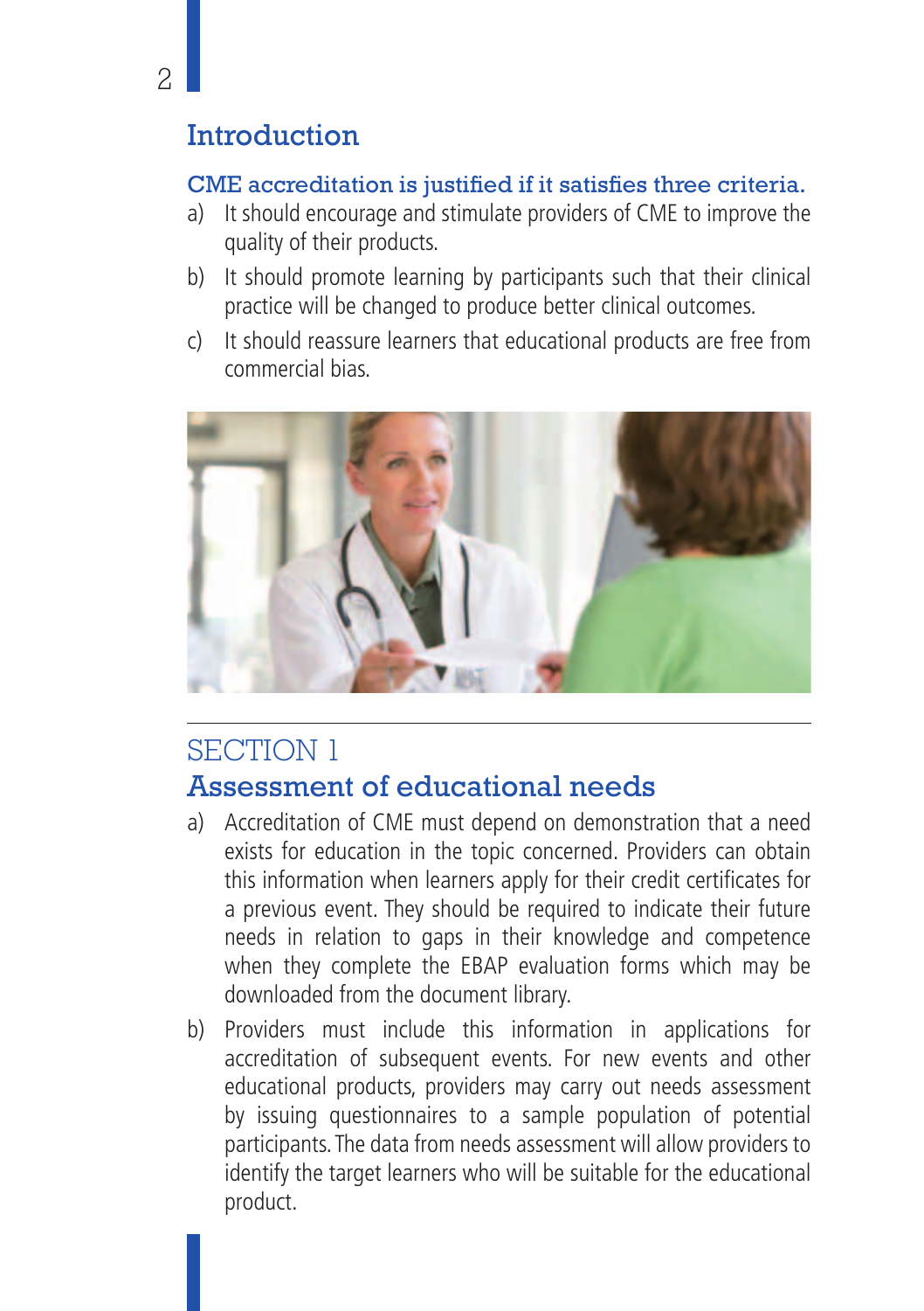## Introduction

**CME accreditation is justified if it satisfies three criteria.**

a) It should encourage and stimulate providers of CME to improve the quality of their products.

b) It should promote learning by participants such that their clinical practice will be changed to produce better clinical outcomes.

c) It should reassure learners that educational products are free from commercial bias.

## SECTION 1
## Assessment of educational needs

a) Accreditation of CME must depend on demonstration that a need exists for education in the topic concerned. Providers can obtain this information when learners apply for their credit certificates for a previous event. They should be required to indicate their future needs in relation to gaps in their knowledge and competence when they complete the EBAP evaluation forms which may be downloaded from the document library.

b) Providers must include this information in applications for accreditation of subsequent events. For new events and other educational products, providers may carry out needs assessment by issuing questionnaires to a sample population of potential participants. The data from needs assessment will allow providers to identify the target learners who will be suitable for the educational product.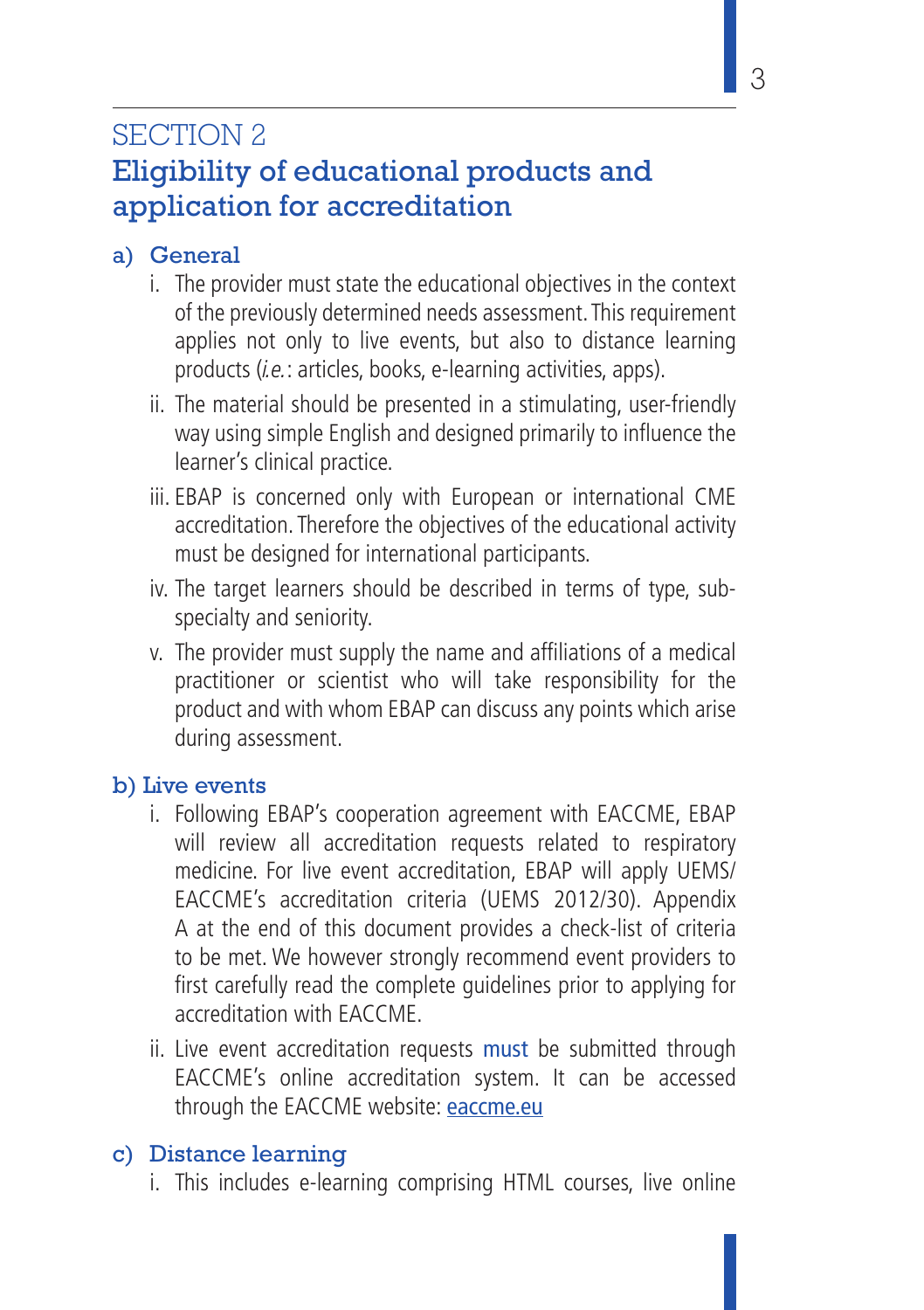# SECTION 2
## Eligibility of educational products and application for accreditation

### a) General

i. The provider must state the educational objectives in the context of the previously determined needs assessment. This requirement applies not only to live events, but also to distance learning products (*i.e.*: articles, books, e-learning activities, apps).

ii. The material should be presented in a stimulating, user-friendly way using simple English and designed primarily to influence the learner's clinical practice.

iii. EBAP is concerned only with European or international CME accreditation. Therefore the objectives of the educational activity must be designed for international participants.

iv. The target learners should be described in terms of type, sub-specialty and seniority.

v. The provider must supply the name and affiliations of a medical practitioner or scientist who will take responsibility for the product and with whom EBAP can discuss any points which arise during assessment.

### b) Live events

i. Following EBAP's cooperation agreement with EACCME, EBAP will review all accreditation requests related to respiratory medicine. For live event accreditation, EBAP will apply UEMS/EACCME's accreditation criteria (UEMS 2012/30). Appendix A at the end of this document provides a check-list of criteria to be met. We however strongly recommend event providers to first carefully read the complete guidelines prior to applying for accreditation with EACCME.

ii. Live event accreditation requests must be submitted through EACCME's online accreditation system. It can be accessed through the EACCME website: eaccme.eu

### c) Distance learning

i. This includes e-learning comprising HTML courses, live online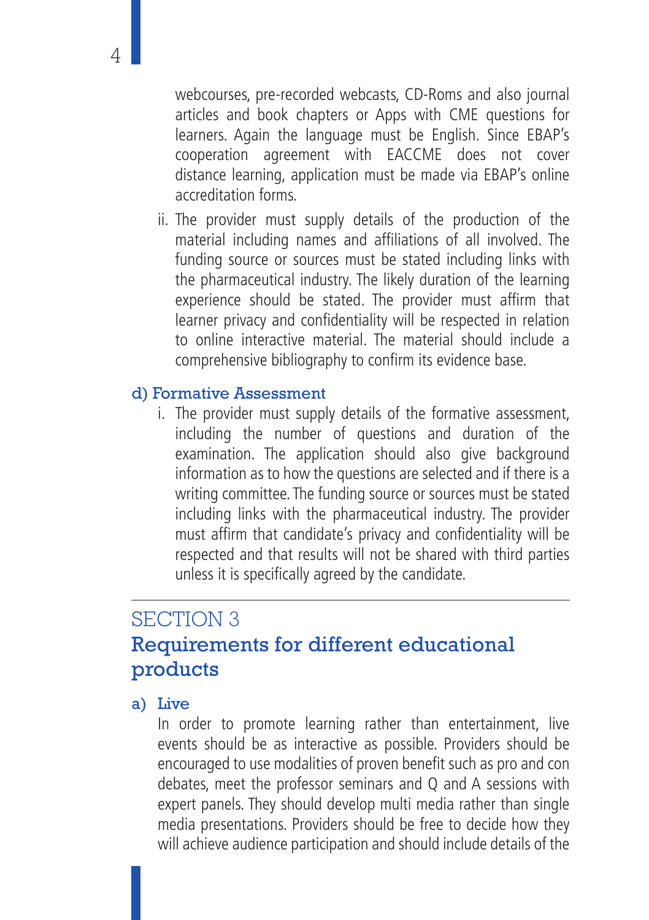webcourses, pre-recorded webcasts, CD-Roms and also journal articles and book chapters or Apps with CME questions for learners. Again the language must be English. Since EBAP's cooperation agreement with EACCME does not cover distance learning, application must be made via EBAP's online accreditation forms.

ii. The provider must supply details of the production of the material including names and affiliations of all involved. The funding source or sources must be stated including links with the pharmaceutical industry. The likely duration of the learning experience should be stated. The provider must affirm that learner privacy and confidentiality will be respected in relation to online interactive material. The material should include a comprehensive bibliography to confirm its evidence base.

### d) Formative Assessment

i. The provider must supply details of the formative assessment, including the number of questions and duration of the examination. The application should also give background information as to how the questions are selected and if there is a writing committee. The funding source or sources must be stated including links with the pharmaceutical industry. The provider must affirm that candidate's privacy and confidentiality will be respected and that results will not be shared with third parties unless it is specifically agreed by the candidate.

---

## SECTION 3
## Requirements for different educational products

### a) Live

In order to promote learning rather than entertainment, live events should be as interactive as possible. Providers should be encouraged to use modalities of proven benefit such as pro and con debates, meet the professor seminars and Q and A sessions with expert panels. They should develop multi media rather than single media presentations. Providers should be free to decide how they will achieve audience participation and should include details of the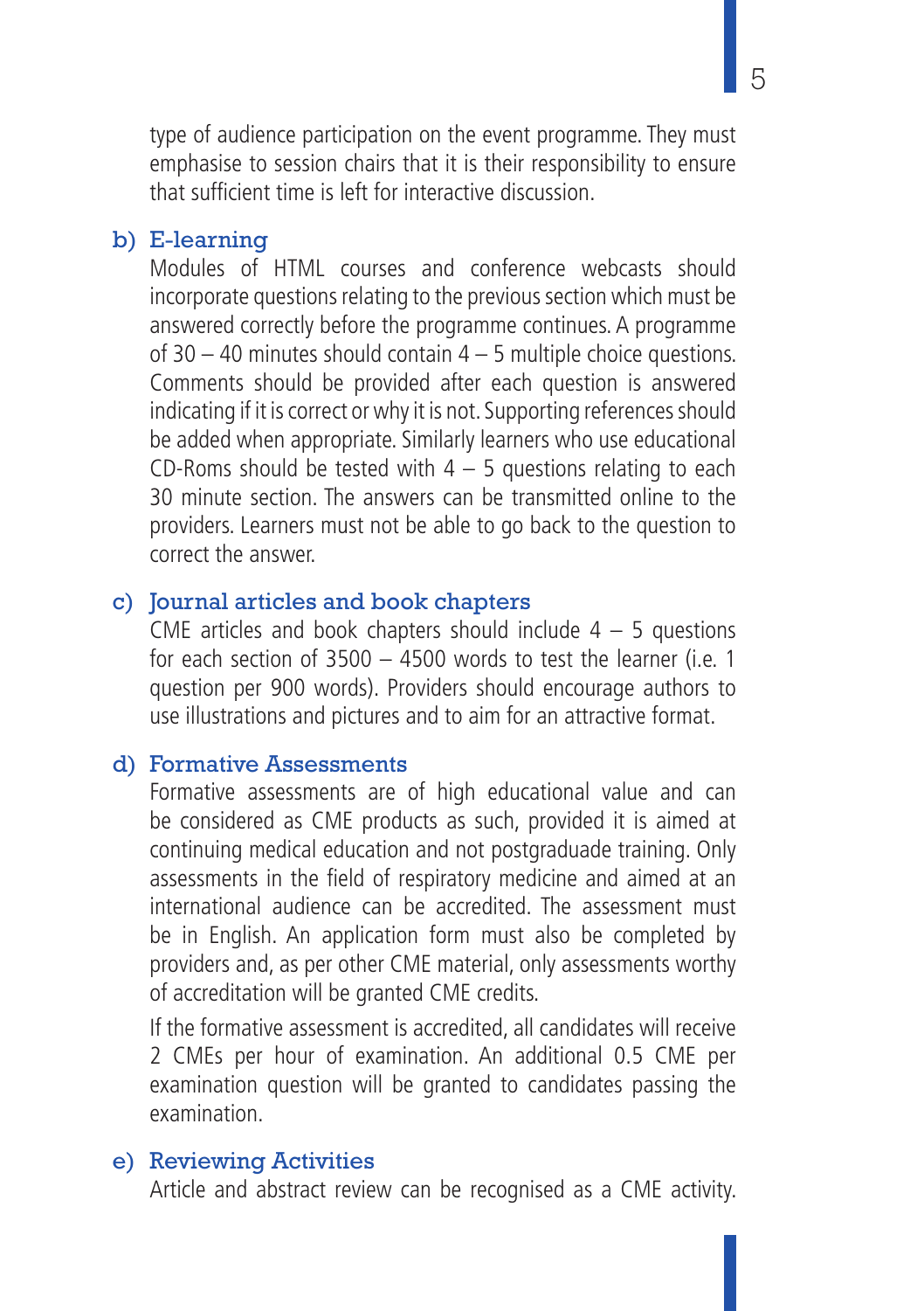type of audience participation on the event programme. They must emphasise to session chairs that it is their responsibility to ensure that sufficient time is left for interactive discussion.

### b) E-learning

Modules of HTML courses and conference webcasts should incorporate questions relating to the previous section which must be answered correctly before the programme continues. A programme of 30 – 40 minutes should contain 4 – 5 multiple choice questions. Comments should be provided after each question is answered indicating if it is correct or why it is not. Supporting references should be added when appropriate. Similarly learners who use educational CD-Roms should be tested with 4 – 5 questions relating to each 30 minute section. The answers can be transmitted online to the providers. Learners must not be able to go back to the question to correct the answer.

### c) Journal articles and book chapters

CME articles and book chapters should include 4 – 5 questions for each section of 3500 – 4500 words to test the learner (i.e. 1 question per 900 words). Providers should encourage authors to use illustrations and pictures and to aim for an attractive format.

### d) Formative Assessments

Formative assessments are of high educational value and can be considered as CME products as such, provided it is aimed at continuing medical education and not postgraduade training. Only assessments in the field of respiratory medicine and aimed at an international audience can be accredited. The assessment must be in English. An application form must also be completed by providers and, as per other CME material, only assessments worthy of accreditation will be granted CME credits.

If the formative assessment is accredited, all candidates will receive 2 CMEs per hour of examination. An additional 0.5 CME per examination question will be granted to candidates passing the examination.

### e) Reviewing Activities

Article and abstract review can be recognised as a CME activity.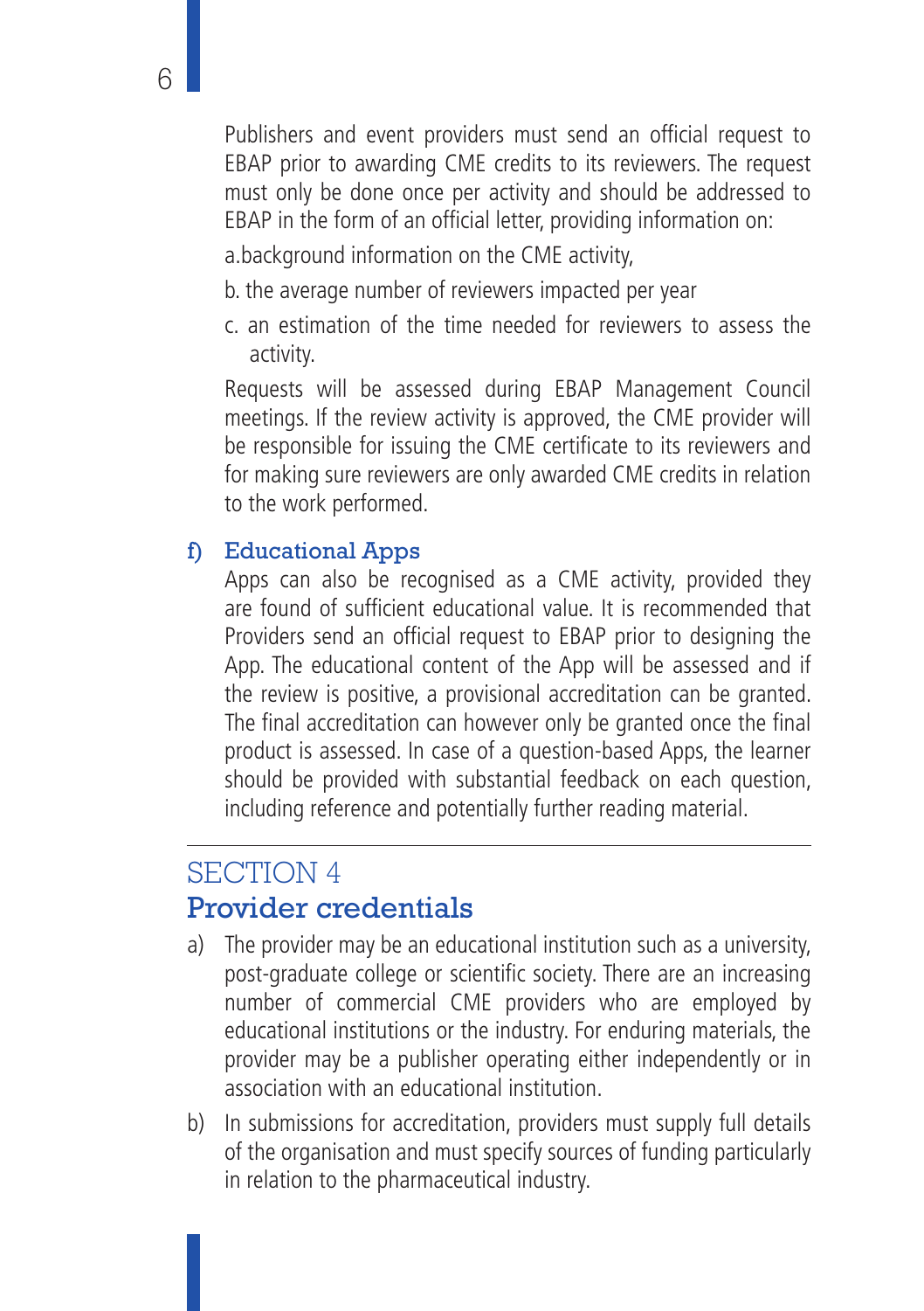Publishers and event providers must send an official request to EBAP prior to awarding CME credits to its reviewers. The request must only be done once per activity and should be addressed to EBAP in the form of an official letter, providing information on:

a.background information on the CME activity,

b. the average number of reviewers impacted per year

c. an estimation of the time needed for reviewers to assess the activity.

Requests will be assessed during EBAP Management Council meetings. If the review activity is approved, the CME provider will be responsible for issuing the CME certificate to its reviewers and for making sure reviewers are only awarded CME credits in relation to the work performed.

### f) Educational Apps

Apps can also be recognised as a CME activity, provided they are found of sufficient educational value. It is recommended that Providers send an official request to EBAP prior to designing the App. The educational content of the App will be assessed and if the review is positive, a provisional accreditation can be granted. The final accreditation can however only be granted once the final product is assessed. In case of a question-based Apps, the learner should be provided with substantial feedback on each question, including reference and potentially further reading material.

---

## SECTION 4
## Provider credentials

a) The provider may be an educational institution such as a university, post-graduate college or scientific society. There are an increasing number of commercial CME providers who are employed by educational institutions or the industry. For enduring materials, the provider may be a publisher operating either independently or in association with an educational institution.

b) In submissions for accreditation, providers must supply full details of the organisation and must specify sources of funding particularly in relation to the pharmaceutical industry.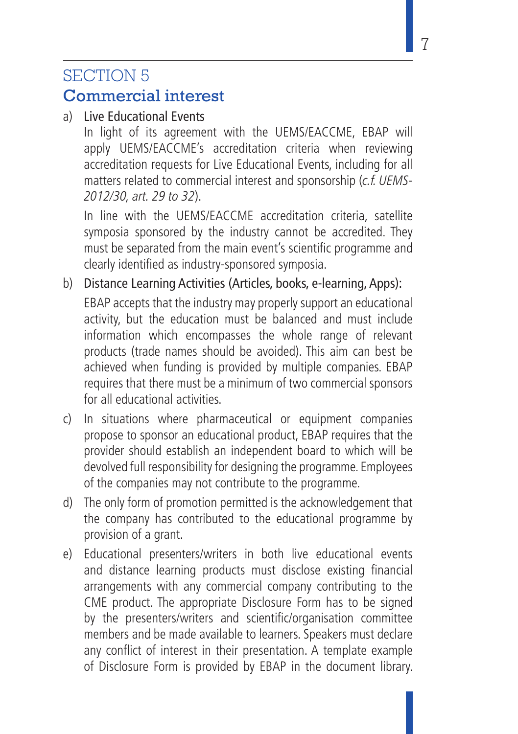# SECTION 5

## Commercial interest

a) Live Educational Events

In light of its agreement with the UEMS/EACCME, EBAP will apply UEMS/EACCME's accreditation criteria when reviewing accreditation requests for Live Educational Events, including for all matters related to commercial interest and sponsorship (*c.f. UEMS-2012/30, art. 29 to 32*).

In line with the UEMS/EACCME accreditation criteria, satellite symposia sponsored by the industry cannot be accredited. They must be separated from the main event's scientific programme and clearly identified as industry-sponsored symposia.

b) Distance Learning Activities (Articles, books, e-learning, Apps):

EBAP accepts that the industry may properly support an educational activity, but the education must be balanced and must include information which encompasses the whole range of relevant products (trade names should be avoided). This aim can best be achieved when funding is provided by multiple companies. EBAP requires that there must be a minimum of two commercial sponsors for all educational activities.

c) In situations where pharmaceutical or equipment companies propose to sponsor an educational product, EBAP requires that the provider should establish an independent board to which will be devolved full responsibility for designing the programme. Employees of the companies may not contribute to the programme.

d) The only form of promotion permitted is the acknowledgement that the company has contributed to the educational programme by provision of a grant.

e) Educational presenters/writers in both live educational events and distance learning products must disclose existing financial arrangements with any commercial company contributing to the CME product. The appropriate Disclosure Form has to be signed by the presenters/writers and scientific/organisation committee members and be made available to learners. Speakers must declare any conflict of interest in their presentation. A template example of Disclosure Form is provided by EBAP in the document library.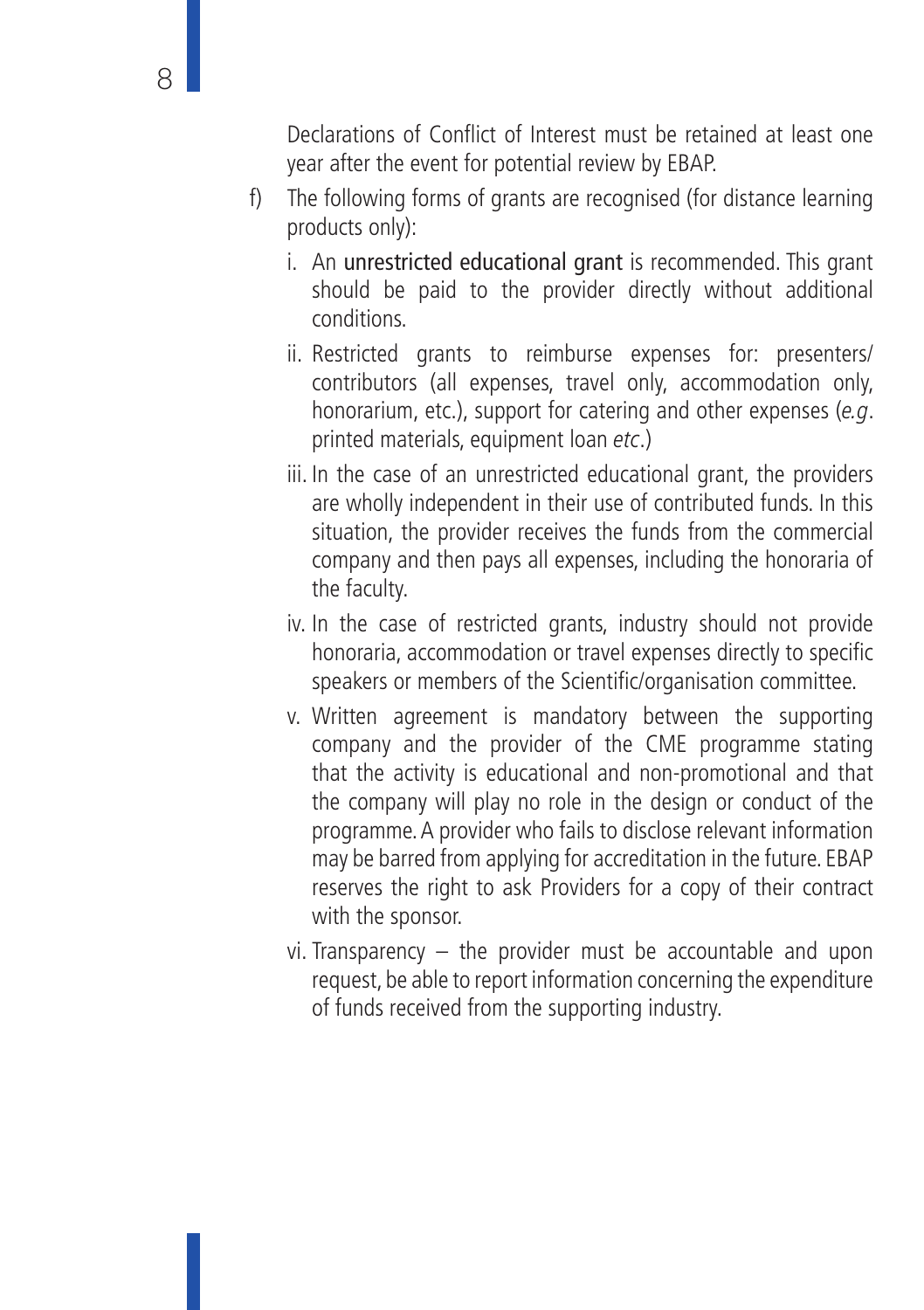Declarations of Conflict of Interest must be retained at least one year after the event for potential review by EBAP.

f) The following forms of grants are recognised (for distance learning products only):

   i. An **unrestricted educational grant** is recommended. This grant should be paid to the provider directly without additional conditions.

   ii. Restricted grants to reimburse expenses for: presenters/contributors (all expenses, travel only, accommodation only, honorarium, etc.), support for catering and other expenses (*e.g*. printed materials, equipment loan *etc*.)

   iii. In the case of an unrestricted educational grant, the providers are wholly independent in their use of contributed funds. In this situation, the provider receives the funds from the commercial company and then pays all expenses, including the honoraria of the faculty.

   iv. In the case of restricted grants, industry should not provide honoraria, accommodation or travel expenses directly to specific speakers or members of the Scientific/organisation committee.

   v. Written agreement is mandatory between the supporting company and the provider of the CME programme stating that the activity is educational and non-promotional and that the company will play no role in the design or conduct of the programme. A provider who fails to disclose relevant information may be barred from applying for accreditation in the future. EBAP reserves the right to ask Providers for a copy of their contract with the sponsor.

   vi. Transparency – the provider must be accountable and upon request, be able to report information concerning the expenditure of funds received from the supporting industry.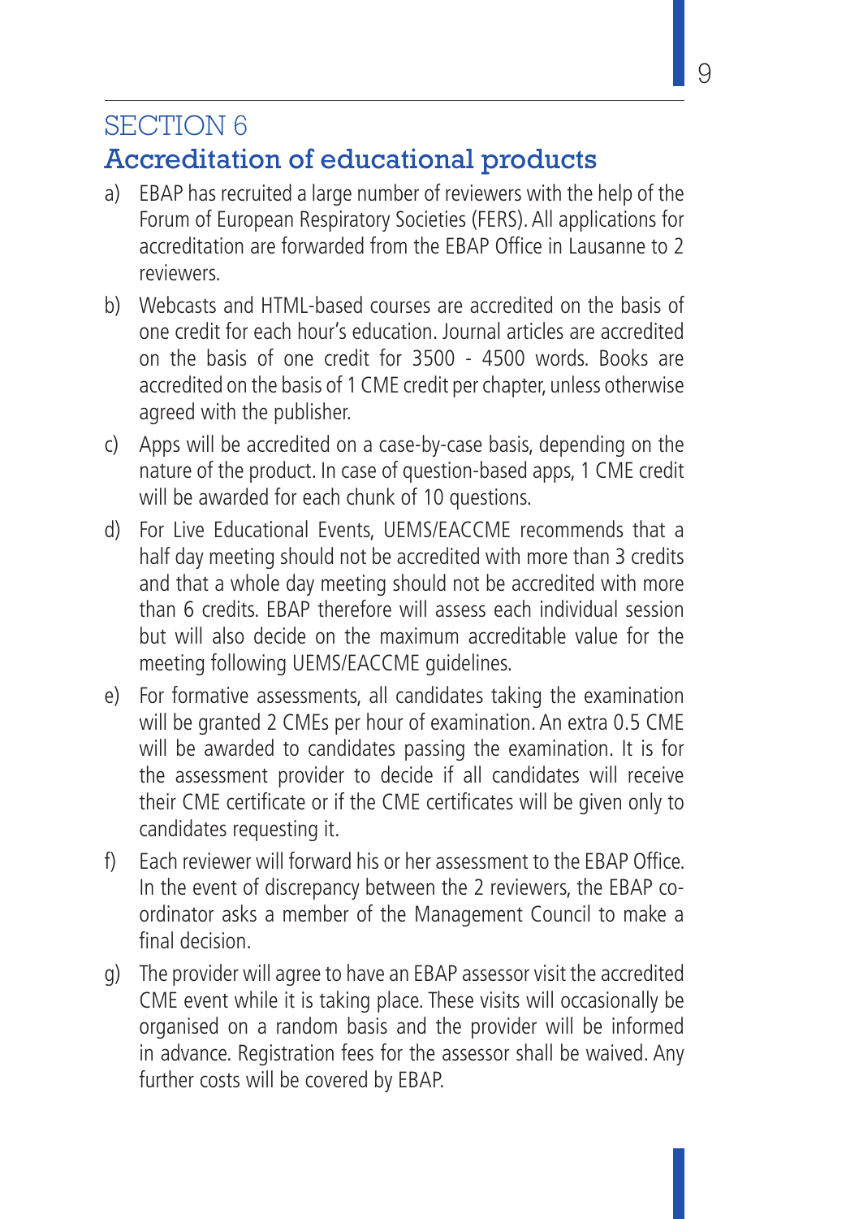## SECTION 6

## Accreditation of educational products

a) EBAP has recruited a large number of reviewers with the help of the Forum of European Respiratory Societies (FERS). All applications for accreditation are forwarded from the EBAP Office in Lausanne to 2 reviewers.

b) Webcasts and HTML-based courses are accredited on the basis of one credit for each hour's education. Journal articles are accredited on the basis of one credit for 3500 - 4500 words. Books are accredited on the basis of 1 CME credit per chapter, unless otherwise agreed with the publisher.

c) Apps will be accredited on a case-by-case basis, depending on the nature of the product. In case of question-based apps, 1 CME credit will be awarded for each chunk of 10 questions.

d) For Live Educational Events, UEMS/EACCME recommends that a half day meeting should not be accredited with more than 3 credits and that a whole day meeting should not be accredited with more than 6 credits. EBAP therefore will assess each individual session but will also decide on the maximum accreditable value for the meeting following UEMS/EACCME guidelines.

e) For formative assessments, all candidates taking the examination will be granted 2 CMEs per hour of examination. An extra 0.5 CME will be awarded to candidates passing the examination. It is for the assessment provider to decide if all candidates will receive their CME certificate or if the CME certificates will be given only to candidates requesting it.

f) Each reviewer will forward his or her assessment to the EBAP Office. In the event of discrepancy between the 2 reviewers, the EBAP co-ordinator asks a member of the Management Council to make a final decision.

g) The provider will agree to have an EBAP assessor visit the accredited CME event while it is taking place. These visits will occasionally be organised on a random basis and the provider will be informed in advance. Registration fees for the assessor shall be waived. Any further costs will be covered by EBAP.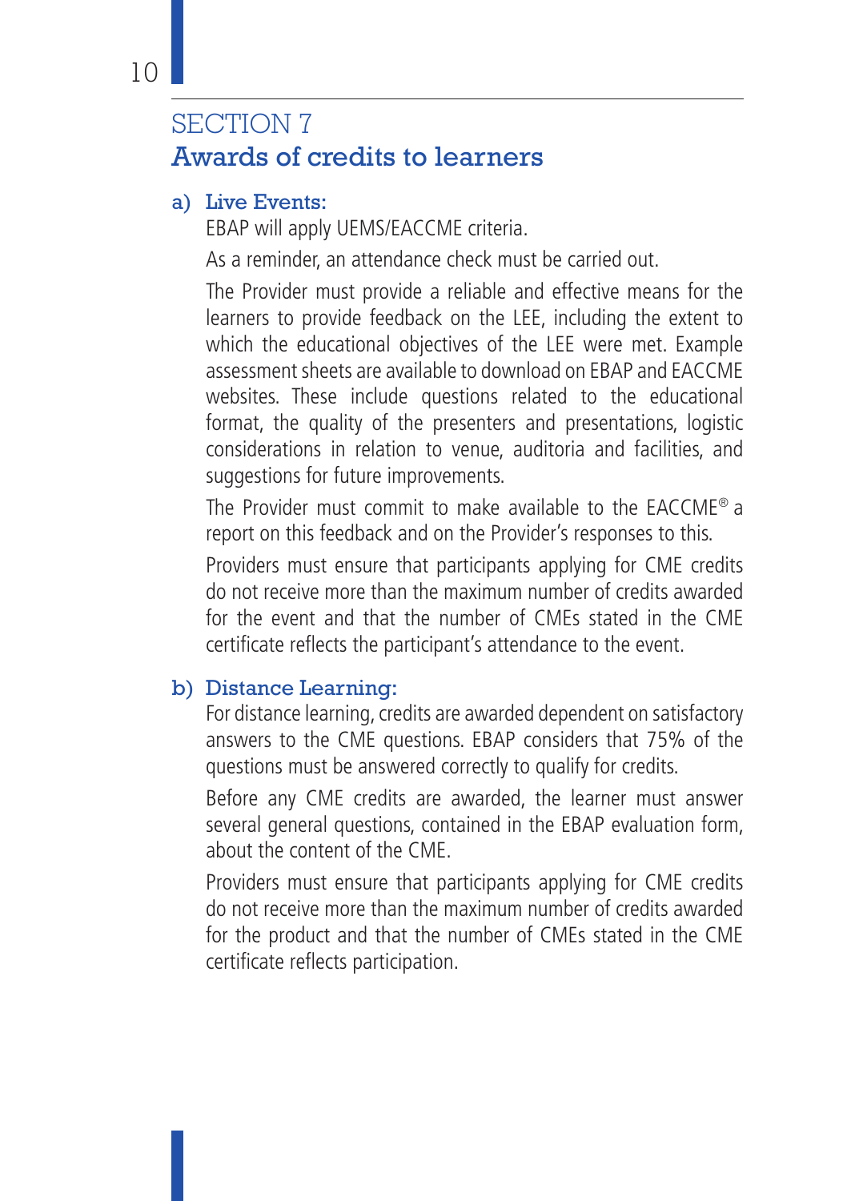## SECTION 7
## Awards of credits to learners

**a) Live Events:**

EBAP will apply UEMS/EACCME criteria.

As a reminder, an attendance check must be carried out.

The Provider must provide a reliable and effective means for the learners to provide feedback on the LEE, including the extent to which the educational objectives of the LEE were met. Example assessment sheets are available to download on EBAP and EACCME websites. These include questions related to the educational format, the quality of the presenters and presentations, logistic considerations in relation to venue, auditoria and facilities, and suggestions for future improvements.

The Provider must commit to make available to the EACCME® a report on this feedback and on the Provider's responses to this.

Providers must ensure that participants applying for CME credits do not receive more than the maximum number of credits awarded for the event and that the number of CMEs stated in the CME certificate reflects the participant's attendance to the event.

**b) Distance Learning:**

For distance learning, credits are awarded dependent on satisfactory answers to the CME questions. EBAP considers that 75% of the questions must be answered correctly to qualify for credits.

Before any CME credits are awarded, the learner must answer several general questions, contained in the EBAP evaluation form, about the content of the CME.

Providers must ensure that participants applying for CME credits do not receive more than the maximum number of credits awarded for the product and that the number of CMEs stated in the CME certificate reflects participation.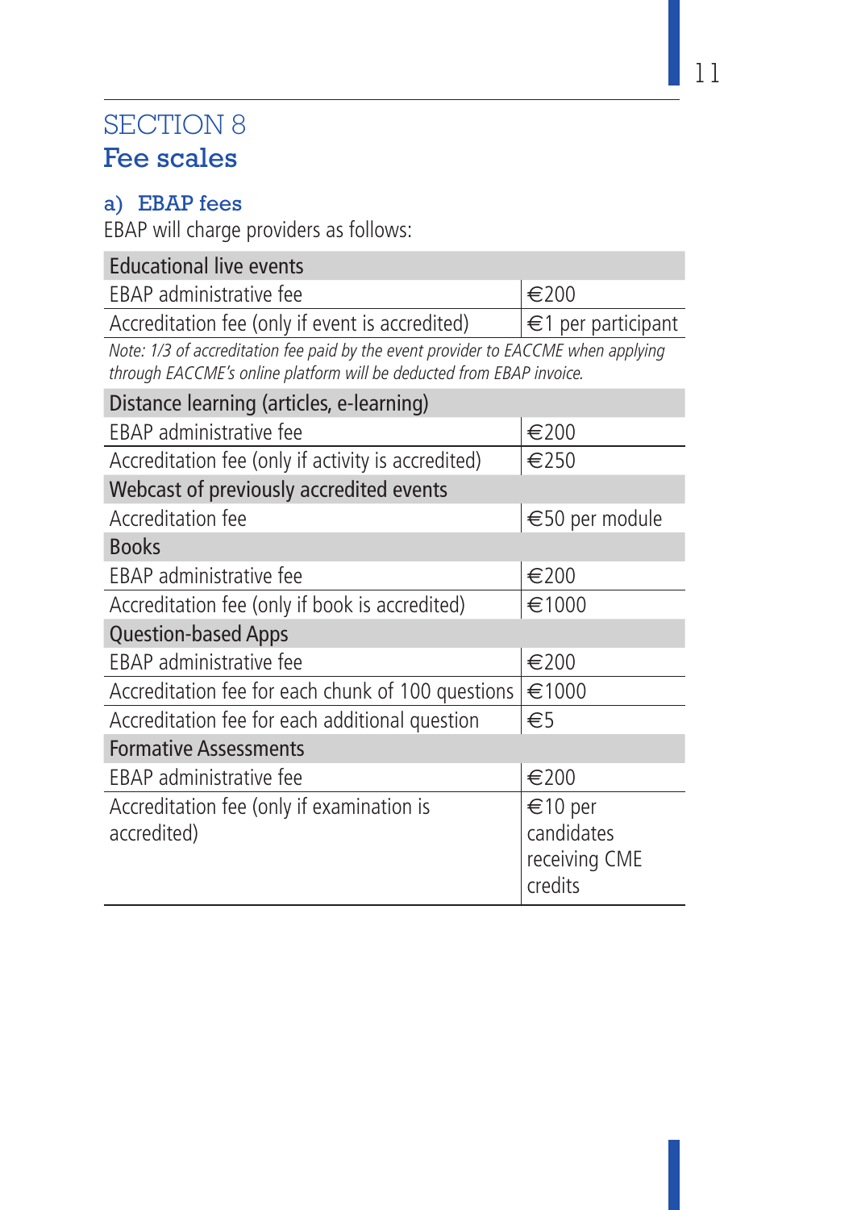## SECTION 8
# Fee scales

### a) EBAP fees

EBAP will charge providers as follows:

| Educational live events | |
|---|---|
| EBAP administrative fee | €200 |
| Accreditation fee (only if event is accredited) | €1 per participant |
| *Note: 1/3 of accreditation fee paid by the event provider to EACCME when applying through EACCME's online platform will be deducted from EBAP invoice.* | |
| **Distance learning (articles, e-learning)** | |
| EBAP administrative fee | €200 |
| Accreditation fee (only if activity is accredited) | €250 |
| **Webcast of previously accredited events** | |
| Accreditation fee | €50 per module |
| **Books** | |
| EBAP administrative fee | €200 |
| Accreditation fee (only if book is accredited) | €1000 |
| **Question-based Apps** | |
| EBAP administrative fee | €200 |
| Accreditation fee for each chunk of 100 questions | €1000 |
| Accreditation fee for each additional question | €5 |
| **Formative Assessments** | |
| EBAP administrative fee | €200 |
| Accreditation fee (only if examination is accredited) | €10 per candidates receiving CME credits |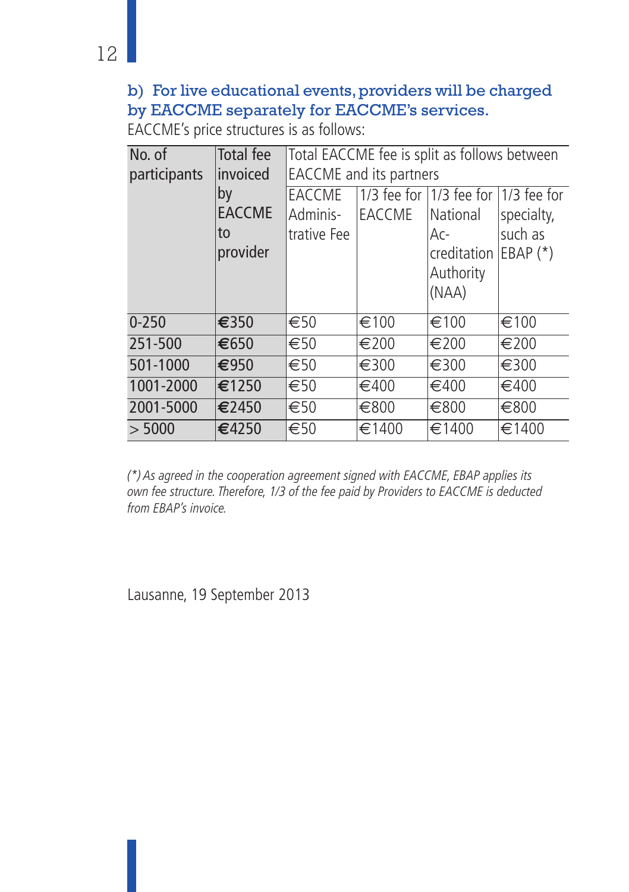**b) For live educational events, providers will be charged by EACCME separately for EACCME's services.**

EACCME's price structures is as follows:

| No. of participants | Total fee invoiced by EACCME to provider | Total EACCME fee is split as follows between EACCME and its partners | | | |
|---|---|---|---|---|---|
| | | EACCME Adminis-trative Fee | 1/3 fee for EACCME | 1/3 fee for National Ac-creditation Authority (NAA) | 1/3 fee for specialty, such as EBAP (*) |
| 0-250 | **€350** | €50 | €100 | €100 | €100 |
| 251-500 | **€650** | €50 | €200 | €200 | €200 |
| 501-1000 | **€950** | €50 | €300 | €300 | €300 |
| 1001-2000 | **€1250** | €50 | €400 | €400 | €400 |
| 2001-5000 | **€2450** | €50 | €800 | €800 | €800 |
| > 5000 | **€4250** | €50 | €1400 | €1400 | €1400 |

*(*) As agreed in the cooperation agreement signed with EACCME, EBAP applies its own fee structure. Therefore, 1/3 of the fee paid by Providers to EACCME is deducted from EBAP's invoice.*

Lausanne, 19 September 2013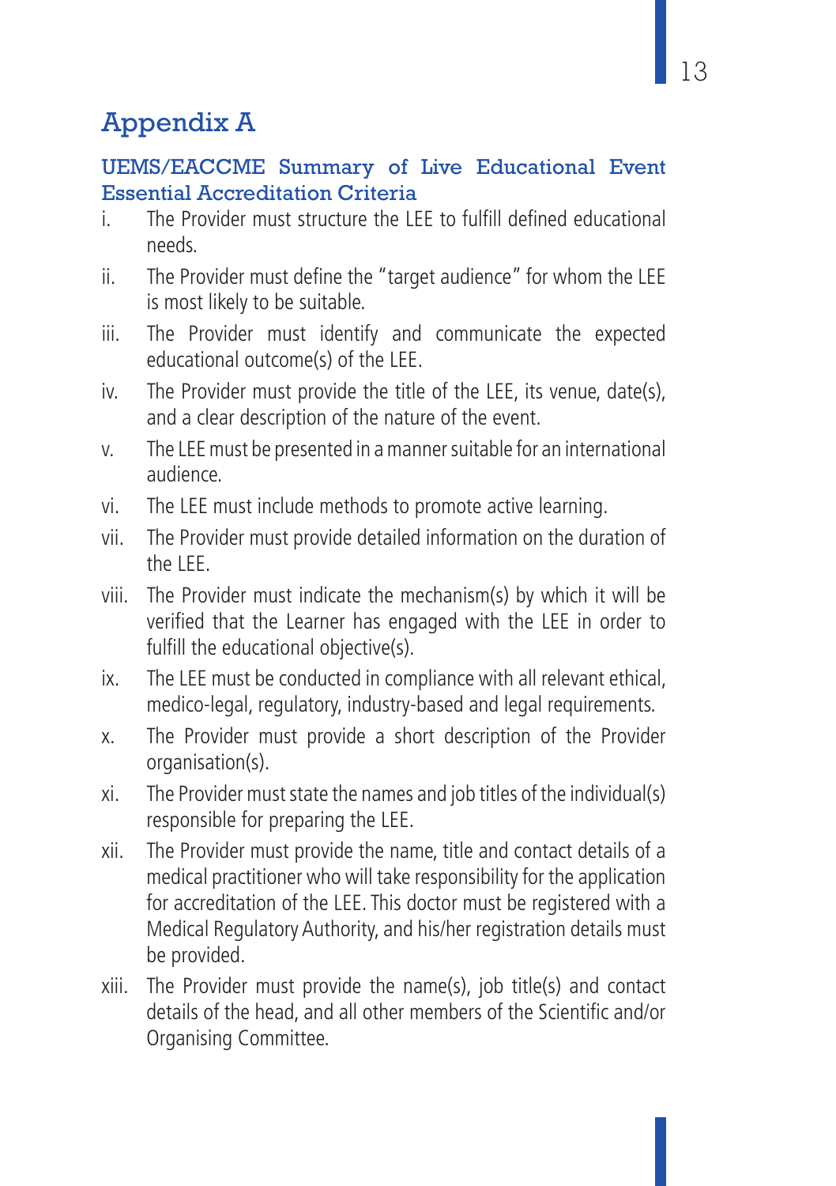# Appendix A

## UEMS/EACCME Summary of Live Educational Event Essential Accreditation Criteria

i. The Provider must structure the LEE to fulfill defined educational needs.

ii. The Provider must define the "target audience" for whom the LEE is most likely to be suitable.

iii. The Provider must identify and communicate the expected educational outcome(s) of the LEE.

iv. The Provider must provide the title of the LEE, its venue, date(s), and a clear description of the nature of the event.

v. The LEE must be presented in a manner suitable for an international audience.

vi. The LEE must include methods to promote active learning.

vii. The Provider must provide detailed information on the duration of the LEE.

viii. The Provider must indicate the mechanism(s) by which it will be verified that the Learner has engaged with the LEE in order to fulfill the educational objective(s).

ix. The LEE must be conducted in compliance with all relevant ethical, medico-legal, regulatory, industry-based and legal requirements.

x. The Provider must provide a short description of the Provider organisation(s).

xi. The Provider must state the names and job titles of the individual(s) responsible for preparing the LEE.

xii. The Provider must provide the name, title and contact details of a medical practitioner who will take responsibility for the application for accreditation of the LEE. This doctor must be registered with a Medical Regulatory Authority, and his/her registration details must be provided.

xiii. The Provider must provide the name(s), job title(s) and contact details of the head, and all other members of the Scientific and/or Organising Committee.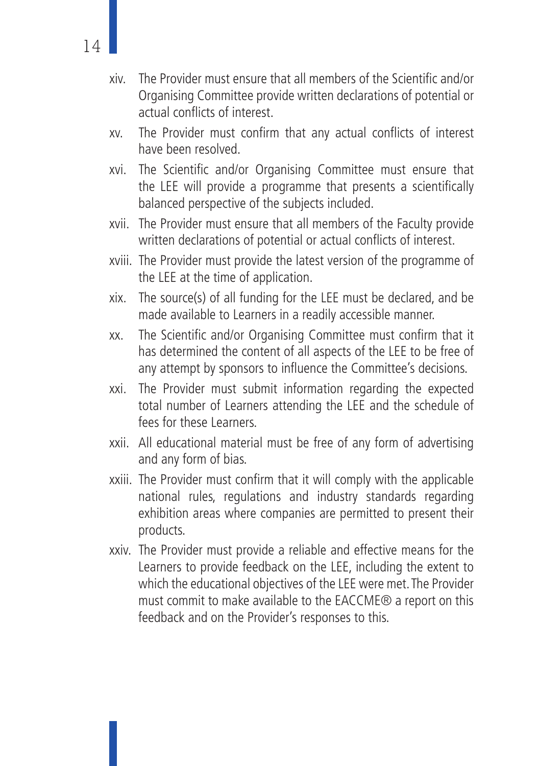xiv. The Provider must ensure that all members of the Scientific and/or Organising Committee provide written declarations of potential or actual conflicts of interest.

xv. The Provider must confirm that any actual conflicts of interest have been resolved.

xvi. The Scientific and/or Organising Committee must ensure that the LEE will provide a programme that presents a scientifically balanced perspective of the subjects included.

xvii. The Provider must ensure that all members of the Faculty provide written declarations of potential or actual conflicts of interest.

xviii. The Provider must provide the latest version of the programme of the LEE at the time of application.

xix. The source(s) of all funding for the LEE must be declared, and be made available to Learners in a readily accessible manner.

xx. The Scientific and/or Organising Committee must confirm that it has determined the content of all aspects of the LEE to be free of any attempt by sponsors to influence the Committee's decisions.

xxi. The Provider must submit information regarding the expected total number of Learners attending the LEE and the schedule of fees for these Learners.

xxii. All educational material must be free of any form of advertising and any form of bias.

xxiii. The Provider must confirm that it will comply with the applicable national rules, regulations and industry standards regarding exhibition areas where companies are permitted to present their products.

xxiv. The Provider must provide a reliable and effective means for the Learners to provide feedback on the LEE, including the extent to which the educational objectives of the LEE were met. The Provider must commit to make available to the EACCME® a report on this feedback and on the Provider's responses to this.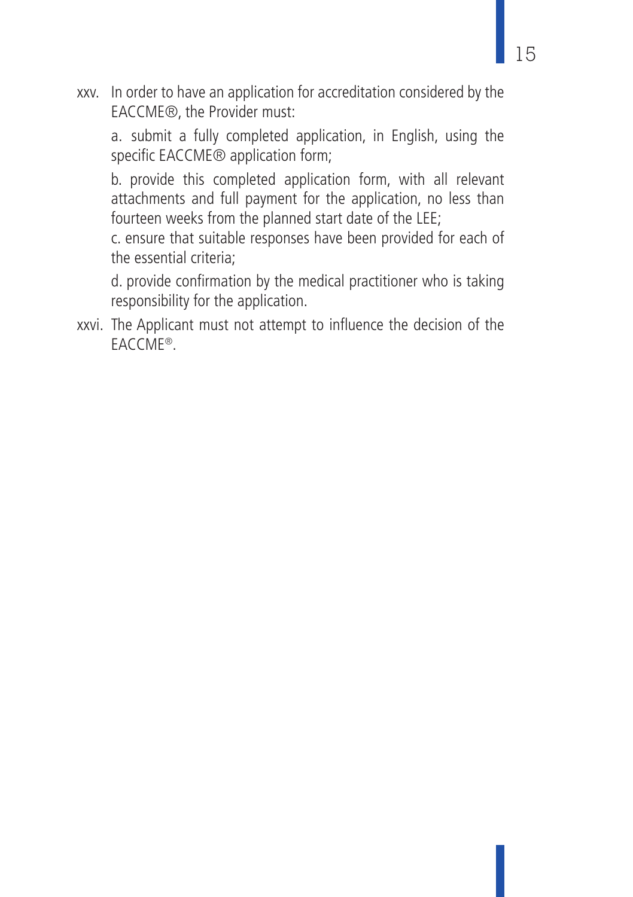xxv. In order to have an application for accreditation considered by the EACCME®, the Provider must:

a. submit a fully completed application, in English, using the specific EACCME® application form;

b. provide this completed application form, with all relevant attachments and full payment for the application, no less than fourteen weeks from the planned start date of the LEE;

c. ensure that suitable responses have been provided for each of the essential criteria;

d. provide confirmation by the medical practitioner who is taking responsibility for the application.

xxvi. The Applicant must not attempt to influence the decision of the EACCME®.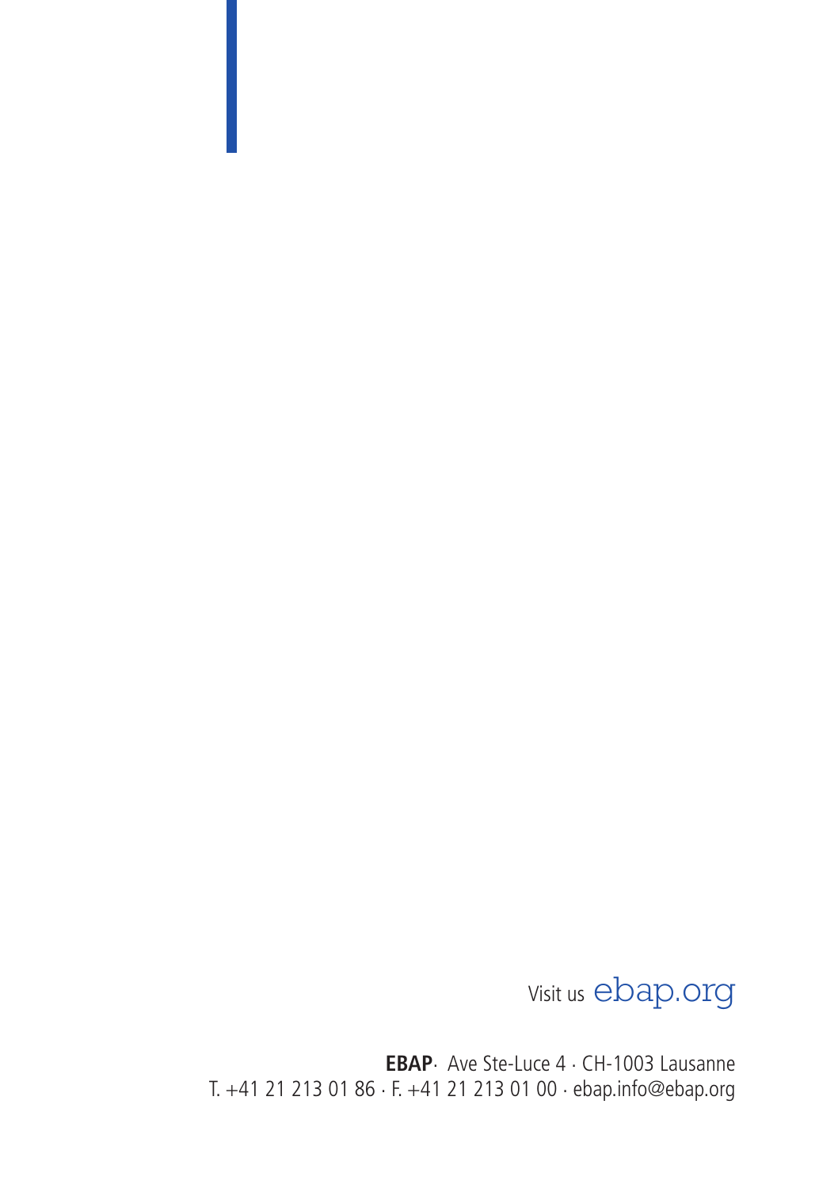Visit us ebap.org

**EBAP**· Ave Ste-Luce 4 · CH-1003 Lausanne
T. +41 21 213 01 86 · F. +41 21 213 01 00 · ebap.info@ebap.org